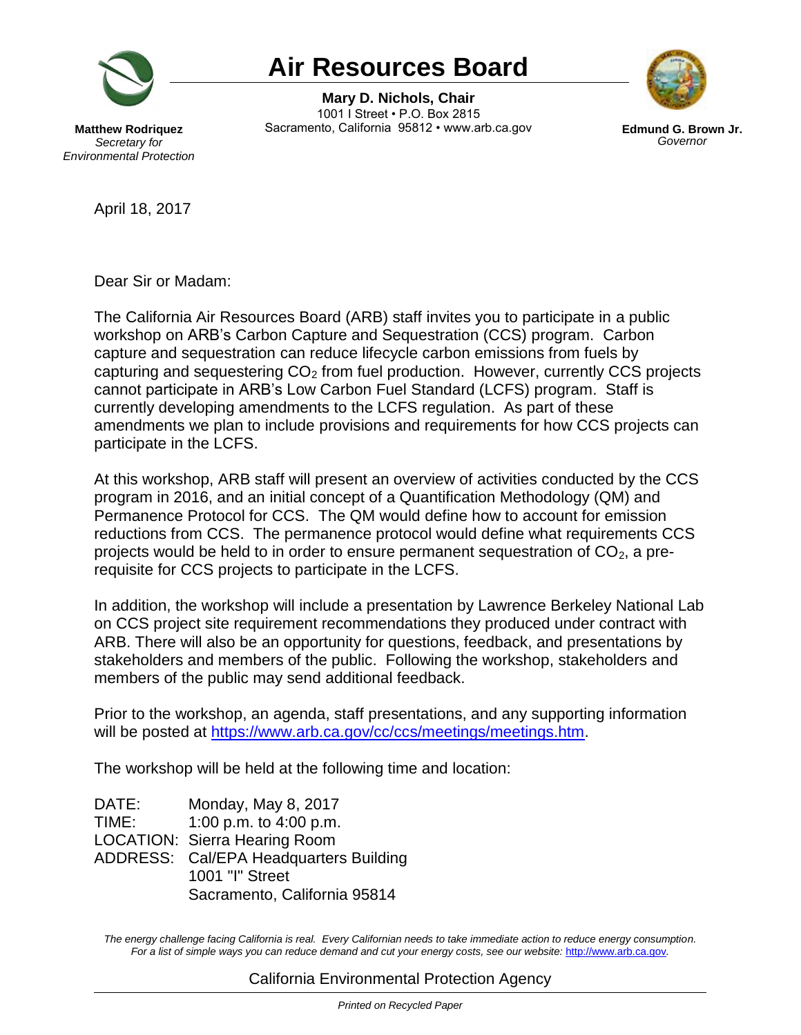# Air Resources Board

**Matthew Rodriquez**
*Secretary for Environmental Protection*

**Mary D. Nichols, Chair**
1001 I Street • P.O. Box 2815
Sacramento, California 95812 • www.arb.ca.gov

**Edmund G. Brown Jr.**
*Governor*

April 18, 2017

Dear Sir or Madam:

The California Air Resources Board (ARB) staff invites you to participate in a public workshop on ARB's Carbon Capture and Sequestration (CCS) program. Carbon capture and sequestration can reduce lifecycle carbon emissions from fuels by capturing and sequestering $CO_2$ from fuel production. However, currently CCS projects cannot participate in ARB's Low Carbon Fuel Standard (LCFS) program. Staff is currently developing amendments to the LCFS regulation. As part of these amendments we plan to include provisions and requirements for how CCS projects can participate in the LCFS.

At this workshop, ARB staff will present an overview of activities conducted by the CCS program in 2016, and an initial concept of a Quantification Methodology (QM) and Permanence Protocol for CCS. The QM would define how to account for emission reductions from CCS. The permanence protocol would define what requirements CCS projects would be held to in order to ensure permanent sequestration of $CO_2$, a pre-requisite for CCS projects to participate in the LCFS.

In addition, the workshop will include a presentation by Lawrence Berkeley National Lab on CCS project site requirement recommendations they produced under contract with ARB. There will also be an opportunity for questions, feedback, and presentations by stakeholders and members of the public. Following the workshop, stakeholders and members of the public may send additional feedback.

Prior to the workshop, an agenda, staff presentations, and any supporting information will be posted at https://www.arb.ca.gov/cc/ccs/meetings/meetings.htm.

The workshop will be held at the following time and location:

DATE: Monday, May 8, 2017
TIME: 1:00 p.m. to 4:00 p.m.
LOCATION: Sierra Hearing Room
ADDRESS: Cal/EPA Headquarters Building
1001 "I" Street
Sacramento, California 95814

*The energy challenge facing California is real. Every Californian needs to take immediate action to reduce energy consumption. For a list of simple ways you can reduce demand and cut your energy costs, see our website:* http://www.arb.ca.gov.

California Environmental Protection Agency

*Printed on Recycled Paper*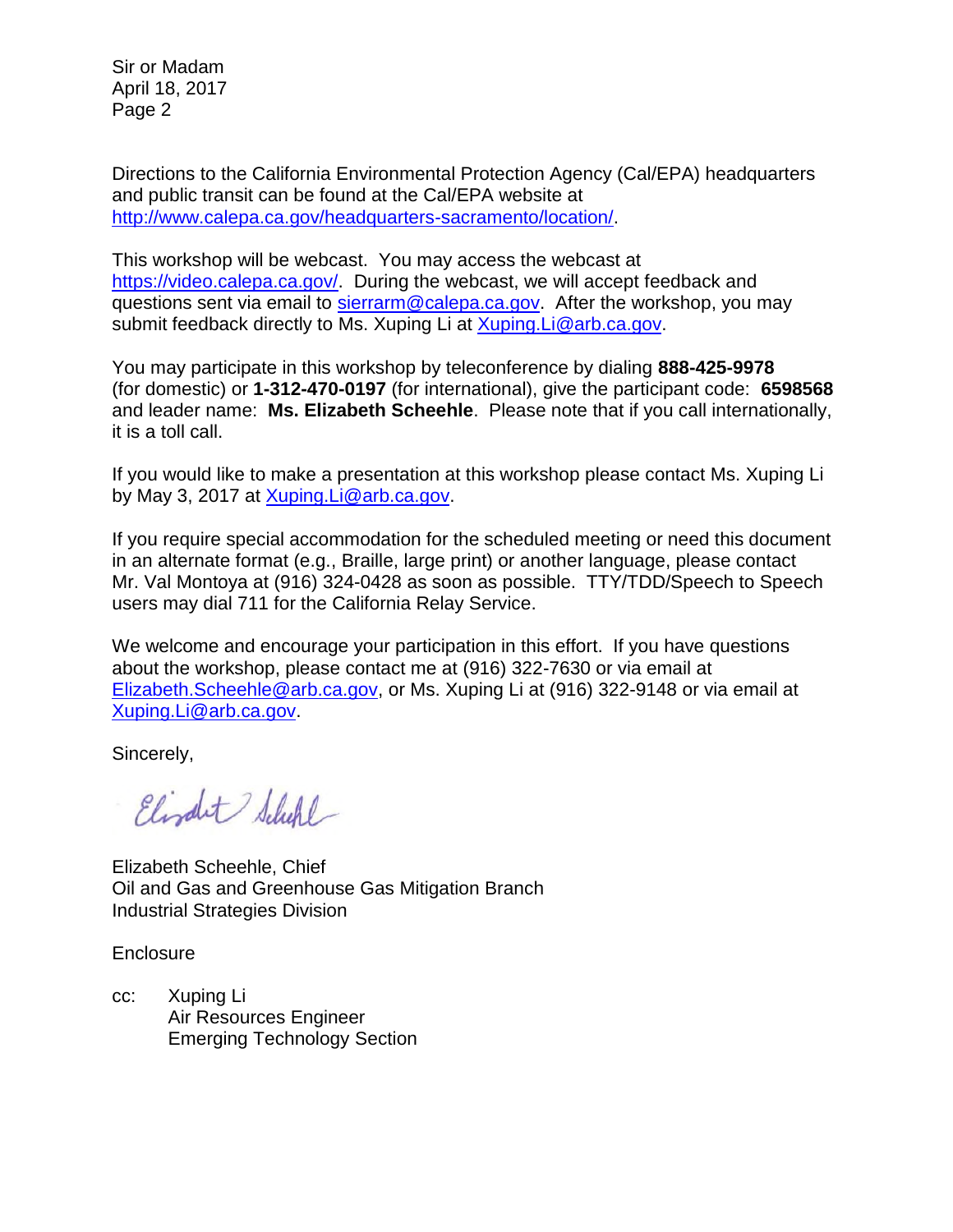Directions to the California Environmental Protection Agency (Cal/EPA) headquarters and public transit can be found at the Cal/EPA website at http://www.calepa.ca.gov/headquarters-sacramento/location/.

This workshop will be webcast. You may access the webcast at https://video.calepa.ca.gov/. During the webcast, we will accept feedback and questions sent via email to sierrarm@calepa.ca.gov. After the workshop, you may submit feedback directly to Ms. Xuping Li at Xuping.Li@arb.ca.gov.

You may participate in this workshop by teleconference by dialing **888-425-9978** (for domestic) or **1-312-470-0197** (for international), give the participant code: **6598568** and leader name: **Ms. Elizabeth Scheehle**. Please note that if you call internationally, it is a toll call.

If you would like to make a presentation at this workshop please contact Ms. Xuping Li by May 3, 2017 at Xuping.Li@arb.ca.gov.

If you require special accommodation for the scheduled meeting or need this document in an alternate format (e.g., Braille, large print) or another language, please contact Mr. Val Montoya at (916) 324-0428 as soon as possible. TTY/TDD/Speech to Speech users may dial 711 for the California Relay Service.

We welcome and encourage your participation in this effort. If you have questions about the workshop, please contact me at (916) 322-7630 or via email at Elizabeth.Scheehle@arb.ca.gov, or Ms. Xuping Li at (916) 322-9148 or via email at Xuping.Li@arb.ca.gov.

Sincerely,

Elizabeth Scheehle, Chief
Oil and Gas and Greenhouse Gas Mitigation Branch
Industrial Strategies Division

Enclosure

cc: Xuping Li
Air Resources Engineer
Emerging Technology Section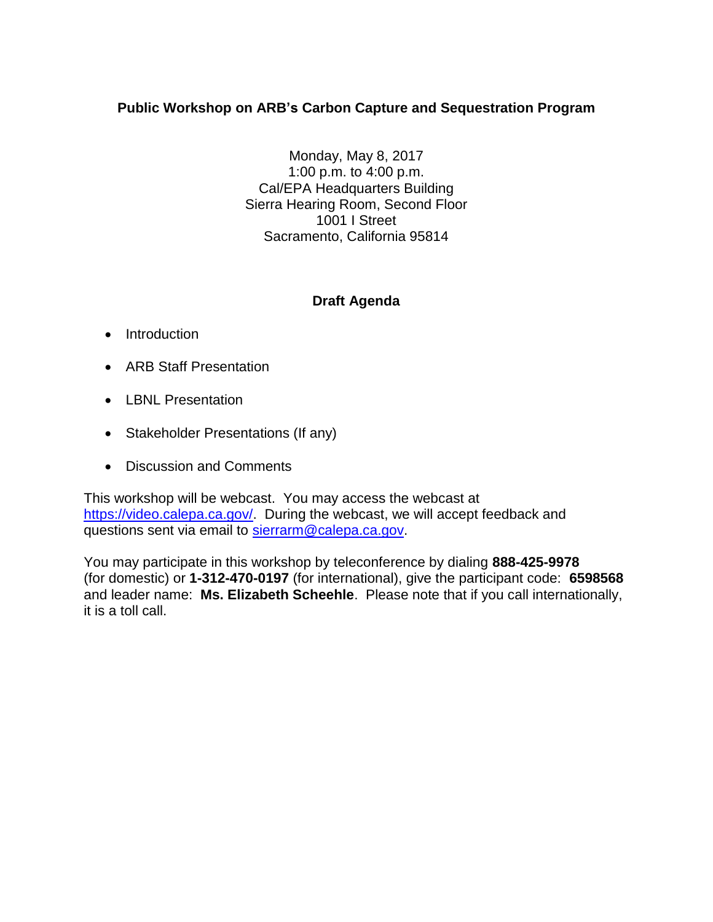**Public Workshop on ARB's Carbon Capture and Sequestration Program**

Monday, May 8, 2017
1:00 p.m. to 4:00 p.m.
Cal/EPA Headquarters Building
Sierra Hearing Room, Second Floor
1001 I Street
Sacramento, California 95814

**Draft Agenda**

- Introduction
- ARB Staff Presentation
- LBNL Presentation
- Stakeholder Presentations (If any)
- Discussion and Comments

This workshop will be webcast. You may access the webcast at https://video.calepa.ca.gov/. During the webcast, we will accept feedback and questions sent via email to sierrarm@calepa.ca.gov.

You may participate in this workshop by teleconference by dialing **888-425-9978** (for domestic) or **1-312-470-0197** (for international), give the participant code: **6598568** and leader name: **Ms. Elizabeth Scheehle**. Please note that if you call internationally, it is a toll call.